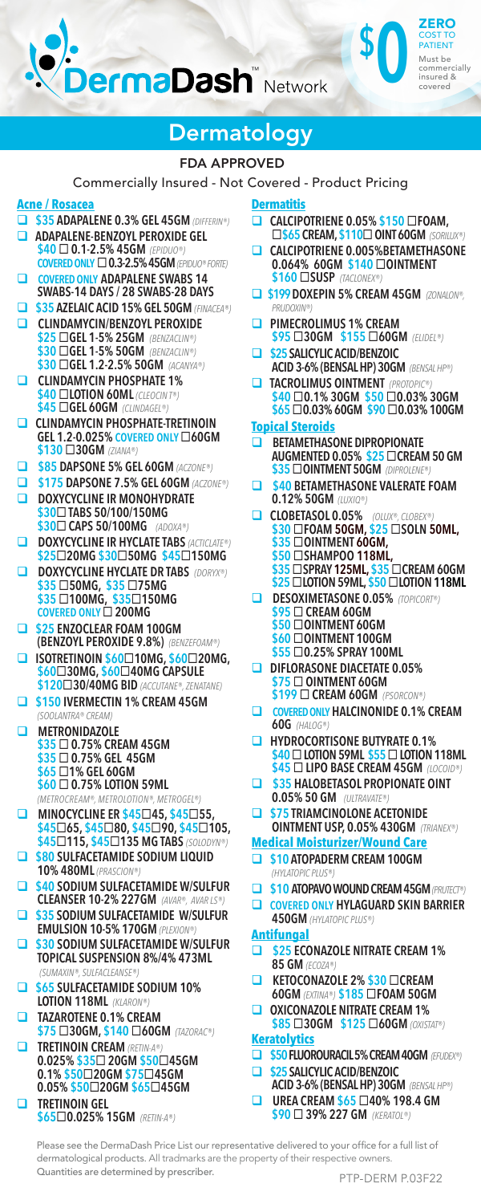# DermaDash™ Network

**$0** ZERO COST TO PATIENT

Must be commercially insured & covered

## Dermatology

### FDA APPROVED

Commercially Insured - Not Covered - Product Pricing

### Acne / Rosacea

- **$35 ADAPALENE 0.3% GEL 45GM** *(DIFFERIN®)*
- **ADAPALENE-BENZOYL PEROXIDE GEL**
  **$40 ☐ 0.1-2.5% 45GM** *(EPIDUO®)*
  **COVERED ONLY ☐ 0.3-2.5% 45GM** *(EPIDUO® FORTE)*
- **COVERED ONLY ADAPALENE SWABS 14 SWABS-14 DAYS / 28 SWABS-28 DAYS**
- **$35 AZELAIC ACID 15% GEL 50GM** *(FINACEA®)*
- **CLINDAMYCIN/BENZOYL PEROXIDE**
  **$25 ☐GEL 1-5% 25GM** *(BENZACLIN®)*
  **$30 ☐GEL 1-5% 50GM** *(BENZACLIN®)*
  **$30 ☐GEL 1.2-2.5% 50GM** *(ACANYA®)*
- **CLINDAMYCIN PHOSPHATE 1%**
  **$40 ☐LOTION 60ML** *(CLEOCIN T®)*
  **$45 ☐GEL 60GM** *(CLINDAGEL®)*
- **CLINDAMYCIN PHOSPHATE-TRETINOIN GEL 1.2-0.025% COVERED ONLY ☐60GM**
  **$130 ☐30GM** *(ZIANA®)*
- **$85 DAPSONE 5% GEL 60GM** *(ACZONE®)*
- **$175 DAPSONE 7.5% GEL 60GM** *(ACZONE®)*
- **DOXYCYCLINE IR MONOHYDRATE**
  **$30☐ TABS 50/100/150MG**
  **$30☐ CAPS 50/100MG** *(ADOXA®)*
- **DOXYCYCLINE IR HYCLATE TABS** *(ACTICLATE®)*
  **$25☐20MG $30☐50MG $45☐150MG**
- **DOXYCYCLINE HYCLATE DR TABS** *(DORYX®)*
  **$35 ☐50MG, $35 ☐75MG**
  **$35 ☐100MG, $35☐150MG**
  **COVERED ONLY ☐ 200MG**
- **$25 ENZOCLEAR FOAM 100GM (BENZOYL PEROXIDE 9.8%)** *(BENZEFOAM®)*
- **ISOTRETINOIN $60☐10MG, $60☐20MG, $60☐30MG, $60☐40MG CAPSULE**
  **$120☐30/40MG BID** *(ACCUTANE®, ZENATANE)*
- **$150 IVERMECTIN 1% CREAM 45GM** *(SOOLANTRA® CREAM)*
- **METRONIDAZOLE**
  **$35 ☐ 0.75% CREAM 45GM**
  **$35 ☐ 0.75% GEL 45GM**
  **$65 ☐1% GEL 60GM**
  **$60 ☐ 0.75% LOTION 59ML**
  *(METROCREAM®, METROLOTION®, METROGEL®)*
- **MINOCYCLINE ER $45☐45, $45☐55, $45☐65, $45☐80, $45☐90, $45☐105, $45☐115, $45☐135 MG TABS** *(SOLODYN®)*
- **$80 SULFACETAMIDE SODIUM LIQUID 10% 480ML** *(PRASCION®)*
- **$40 SODIUM SULFACETAMIDE W/SULFUR CLEANSER 10-2% 227GM** *(AVAR®, AVAR LS®)*
- **$35 SODIUM SULFACETAMIDE W/SULFUR EMULSION 10-5% 170GM** *(PLEXION®)*
- **$30 SODIUM SULFACETAMIDE W/SULFUR TOPICAL SUSPENSION 8%/4% 473ML** *(SUMAXIN®, SULFACLEANSE®)*
- **$65 SULFACETAMIDE SODIUM 10% LOTION 118ML** *(KLARON®)*
- **TAZAROTENE 0.1% CREAM**
  **$75 ☐30GM, $140 ☐60GM** *(TAZORAC®)*
- **TRETINOIN CREAM** *(RETIN-A®)*
  **0.025% $35☐ 20GM $50☐45GM**
  **0.1% $50☐20GM $75☐45GM**
  **0.05% $50☐20GM $65☐45GM**
- **TRETINOIN GEL**
  **$65☐0.025% 15GM** *(RETIN-A®)*

### Dermatitis

- **CALCIPOTRIENE 0.05% $150 ☐FOAM, ☐$65 CREAM, $110☐ OINT 60GM** *(SORILUX®)*
- **CALCIPOTRIENE 0.005%BETAMETHASONE 0.064% 60GM $140 ☐OINTMENT**
  **$160 ☐SUSP** *(TACLONEX®)*
- **$199 DOXEPIN 5% CREAM 45GM** *(ZONALON®, PRUDOXIN®)*
- **PIMECROLIMUS 1% CREAM**
  **$95 ☐30GM $155 ☐60GM** *(ELIDEL®)*
- **$25 SALICYLIC ACID/BENZOIC ACID 3-6% (BENSAL HP) 30GM** *(BENSAL HP®)*
- **TACROLIMUS OINTMENT** *(PROTOPIC®)*
  **$40 ☐0.1% 30GM $50 ☐0.03% 30GM**
  **$65 ☐0.03% 60GM $90 ☐0.03% 100GM**

### Topical Steroids

- **BETAMETHASONE DIPROPIONATE AUGMENTED 0.05% $25 ☐CREAM 50 GM**
  **$35 ☐OINTMENT 50GM** *(DIPROLENE®)*
- **$40 BETAMETHASONE VALERATE FOAM 0.12% 50GM** *(LUXIQ®)*
- **CLOBETASOL 0.05%** *(OLUX®, CLOBEX®)*
  **$30 ☐FOAM 50GM, $25 ☐SOLN 50ML,**
  **$35 ☐OINTMENT 60GM,**
  **$50 ☐SHAMPOO 118ML,**
  **$35 ☐SPRAY 125ML, $35 ☐CREAM 60GM**
  **$25 ☐LOTION 59ML, $50 ☐LOTION 118ML**
- **DESOXIMETASONE 0.05%** *(TOPICORT®)*
  **$95 ☐ CREAM 60GM**
  **$50 ☐OINTMENT 60GM**
  **$60 ☐OINTMENT 100GM**
  **$55 ☐0.25% SPRAY 100ML**
- **DIFLORASONE DIACETATE 0.05%**
  **$75 ☐ OINTMENT 60GM**
  **$199 ☐ CREAM 60GM** *(PSORCON®)*
- **COVERED ONLY HALCINONIDE 0.1% CREAM 60G** *(HALOG®)*
- **HYDROCORTISONE BUTYRATE 0.1%**
  **$40 ☐ LOTION 59ML $55 ☐ LOTION 118ML**
  **$45 ☐ LIPO BASE CREAM 45GM** *(LOCOID®)*
- **$35 HALOBETASOL PROPIONATE OINT 0.05% 50 GM** *(ULTRAVATE®)*
- **$75 TRIAMCINOLONE ACETONIDE OINTMENT USP, 0.05% 430GM** *(TRIANEX®)*

### Medical Moisturizer/Wound Care

- **$10 ATOPADERM CREAM 100GM** *(HYLATOPIC PLUS®)*
- **$10 ATOPAVO WOUND CREAM 45GM** *(PRUTECT®)*
- **COVERED ONLY HYLAGUARD SKIN BARRIER 450GM** *(HYLATOPIC PLUS®)*

### Antifungal

- **$25 ECONAZOLE NITRATE CREAM 1% 85 GM** *(ECOZA®)*
- **KETOCONAZOLE 2% $30 ☐CREAM 60GM** *(EXTINA®)* **$185 ☐FOAM 50GM**
- **OXICONAZOLE NITRATE CREAM 1%**
  **$85 ☐30GM $125 ☐60GM** *(OXISTAT®)*

### Keratolytics

- **$50 FLUOROURACIL 5% CREAM 40GM** *(EFUDEX®)*
- **$25 SALICYLIC ACID/BENZOIC ACID 3-6% (BENSAL HP) 30GM** *(BENSAL HP®)*
- **UREA CREAM $65 ☐40% 198.4 GM**
  **$90 ☐ 39% 227 GM** *(KERATOL®)*

Please see the DermaDash Price List our representative delivered to your office for a full list of dermatological products. All tradmarks are the property of their respective owners. Quantities are determined by prescriber.

PTP-DERM P.03F22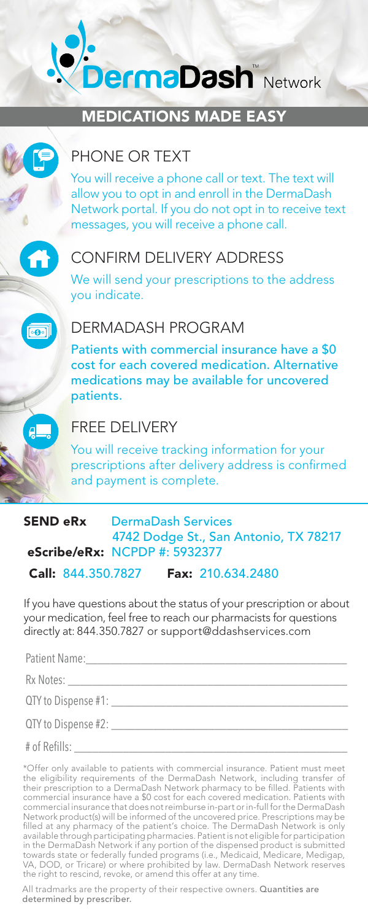# DermaDash™ Network

## MEDICATIONS MADE EASY

### PHONE OR TEXT

You will receive a phone call or text. The text will allow you to opt in and enroll in the DermaDash Network portal. If you do not opt in to receive text messages, you will receive a phone call.

### CONFIRM DELIVERY ADDRESS

We will send your prescriptions to the address you indicate.

### DERMADASH PROGRAM

**Patients with commercial insurance have a $0 cost for each covered medication. Alternative medications may be available for uncovered patients.**

### FREE DELIVERY

You will receive tracking information for your prescriptions after delivery address is confirmed and payment is complete.

**SEND eRx** DermaDash Services
4742 Dodge St., San Antonio, TX 78217

**eScribe/eRx:** NCPDP #: 5932377

**Call:** 844.350.7827 **Fax:** 210.634.2480

If you have questions about the status of your prescription or about your medication, feel free to reach our pharmacists for questions directly at: 844.350.7827 or support@ddashservices.com

Patient Name:\_\_\_\_\_\_\_\_\_\_\_\_\_\_\_\_\_\_\_\_\_\_\_\_\_\_\_\_\_\_\_\_\_\_\_\_\_\_\_\_

Rx Notes: \_\_\_\_\_\_\_\_\_\_\_\_\_\_\_\_\_\_\_\_\_\_\_\_\_\_\_\_\_\_\_\_\_\_\_\_\_\_\_\_\_\_\_\_

QTY to Dispense #1: \_\_\_\_\_\_\_\_\_\_\_\_\_\_\_\_\_\_\_\_\_\_\_\_\_\_\_\_\_\_\_\_\_\_\_

QTY to Dispense #2: \_\_\_\_\_\_\_\_\_\_\_\_\_\_\_\_\_\_\_\_\_\_\_\_\_\_\_\_\_\_\_\_\_\_\_

\# of Refills: \_\_\_\_\_\_\_\_\_\_\_\_\_\_\_\_\_\_\_\_\_\_\_\_\_\_\_\_\_\_\_\_\_\_\_\_\_\_\_\_\_\_

*Offer only available to patients with commercial insurance. Patient must meet the eligibility requirements of the DermaDash Network, including transfer of their prescription to a DermaDash Network pharmacy to be filled. Patients with commercial insurance have a $0 cost for each covered medication. Patients with commercial insurance that does not reimburse in-part or in-full for the DermaDash Network product(s) will be informed of the uncovered price. Prescriptions may be filled at any pharmacy of the patient's choice. The DermaDash Network is only available through participating pharmacies. Patient is not eligible for participation in the DermaDash Network if any portion of the dispensed product is submitted towards state or federally funded programs (i.e., Medicaid, Medicare, Medigap, VA, DOD, or Tricare) or where prohibited by law. DermaDash Network reserves the right to rescind, revoke, or amend this offer at any time.

All tradmarks are the property of their respective owners. **Quantities are determined by prescriber.**